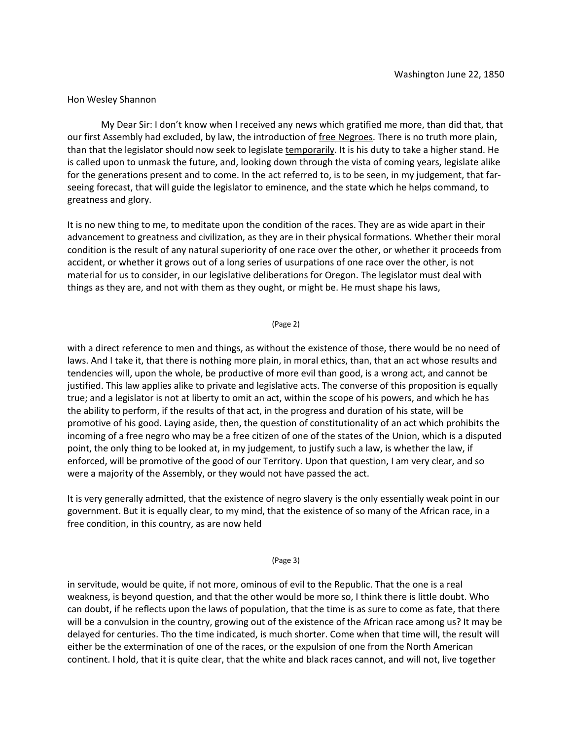Washington June 22, 1850

Hon Wesley Shannon

My Dear Sir: I don't know when I received any news which gratified me more, than did that, that our first Assembly had excluded, by law, the introduction of <u>free Negroes</u>. There is no truth more plain, than that the legislator should now seek to legislate <u>temporarily</u>. It is his duty to take a higher stand. He is called upon to unmask the future, and, looking down through the vista of coming years, legislate alike for the generations present and to come. In the act referred to, is to be seen, in my judgement, that far-seeing forecast, that will guide the legislator to eminence, and the state which he helps command, to greatness and glory.

It is no new thing to me, to meditate upon the condition of the races. They are as wide apart in their advancement to greatness and civilization, as they are in their physical formations. Whether their moral condition is the result of any natural superiority of one race over the other, or whether it proceeds from accident, or whether it grows out of a long series of usurpations of one race over the other, is not material for us to consider, in our legislative deliberations for Oregon. The legislator must deal with things as they are, and not with them as they ought, or might be. He must shape his laws,

(Page 2)

with a direct reference to men and things, as without the existence of those, there would be no need of laws. And I take it, that there is nothing more plain, in moral ethics, than, that an act whose results and tendencies will, upon the whole, be productive of more evil than good, is a wrong act, and cannot be justified. This law applies alike to private and legislative acts. The converse of this proposition is equally true; and a legislator is not at liberty to omit an act, within the scope of his powers, and which he has the ability to perform, if the results of that act, in the progress and duration of his state, will be promotive of his good. Laying aside, then, the question of constitutionality of an act which prohibits the incoming of a free negro who may be a free citizen of one of the states of the Union, which is a disputed point, the only thing to be looked at, in my judgement, to justify such a law, is whether the law, if enforced, will be promotive of the good of our Territory. Upon that question, I am very clear, and so were a majority of the Assembly, or they would not have passed the act.

It is very generally admitted, that the existence of negro slavery is the only essentially weak point in our government. But it is equally clear, to my mind, that the existence of so many of the African race, in a free condition, in this country, as are now held

(Page 3)

in servitude, would be quite, if not more, ominous of evil to the Republic. That the one is a real weakness, is beyond question, and that the other would be more so, I think there is little doubt. Who can doubt, if he reflects upon the laws of population, that the time is as sure to come as fate, that there will be a convulsion in the country, growing out of the existence of the African race among us? It may be delayed for centuries. Tho the time indicated, is much shorter. Come when that time will, the result will either be the extermination of one of the races, or the expulsion of one from the North American continent. I hold, that it is quite clear, that the white and black races cannot, and will not, live together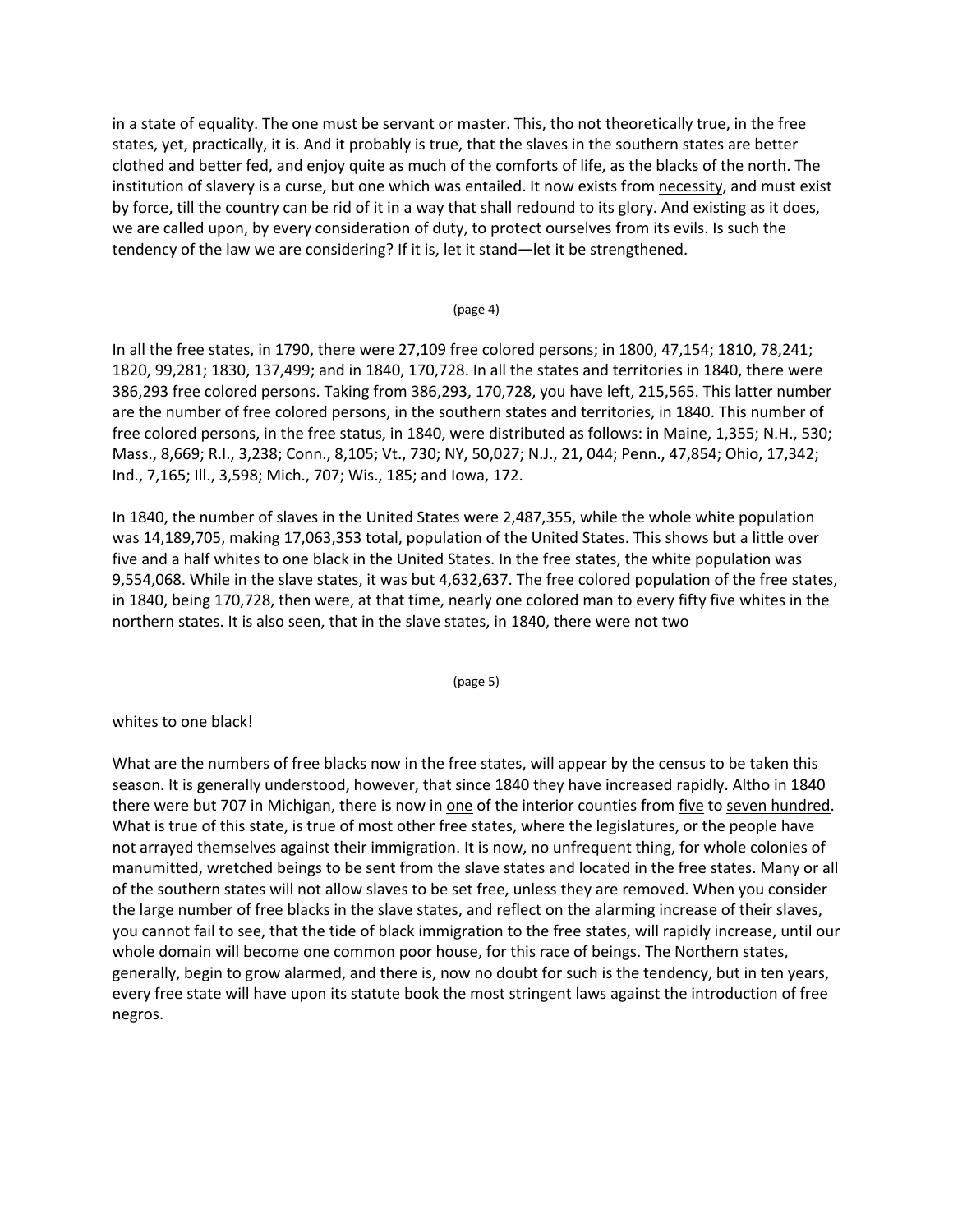in a state of equality. The one must be servant or master. This, tho not theoretically true, in the free states, yet, practically, it is. And it probably is true, that the slaves in the southern states are better clothed and better fed, and enjoy quite as much of the comforts of life, as the blacks of the north. The institution of slavery is a curse, but one which was entailed. It now exists from <u>necessity</u>, and must exist by force, till the country can be rid of it in a way that shall redound to its glory. And existing as it does, we are called upon, by every consideration of duty, to protect ourselves from its evils. Is such the tendency of the law we are considering? If it is, let it stand—let it be strengthened.

(page 4)

In all the free states, in 1790, there were 27,109 free colored persons; in 1800, 47,154; 1810, 78,241; 1820, 99,281; 1830, 137,499; and in 1840, 170,728. In all the states and territories in 1840, there were 386,293 free colored persons. Taking from 386,293, 170,728, you have left, 215,565. This latter number are the number of free colored persons, in the southern states and territories, in 1840. This number of free colored persons, in the free status, in 1840, were distributed as follows: in Maine, 1,355; N.H., 530; Mass., 8,669; R.I., 3,238; Conn., 8,105; Vt., 730; NY, 50,027; N.J., 21, 044; Penn., 47,854; Ohio, 17,342; Ind., 7,165; Ill., 3,598; Mich., 707; Wis., 185; and Iowa, 172.

In 1840, the number of slaves in the United States were 2,487,355, while the whole white population was 14,189,705, making 17,063,353 total, population of the United States. This shows but a little over five and a half whites to one black in the United States. In the free states, the white population was 9,554,068. While in the slave states, it was but 4,632,637. The free colored population of the free states, in 1840, being 170,728, then were, at that time, nearly one colored man to every fifty five whites in the northern states. It is also seen, that in the slave states, in 1840, there were not two

(page 5)

whites to one black!

What are the numbers of free blacks now in the free states, will appear by the census to be taken this season. It is generally understood, however, that since 1840 they have increased rapidly. Altho in 1840 there were but 707 in Michigan, there is now in <u>one</u> of the interior counties from <u>five</u> to <u>seven hundred</u>. What is true of this state, is true of most other free states, where the legislatures, or the people have not arrayed themselves against their immigration. It is now, no unfrequent thing, for whole colonies of manumitted, wretched beings to be sent from the slave states and located in the free states. Many or all of the southern states will not allow slaves to be set free, unless they are removed. When you consider the large number of free blacks in the slave states, and reflect on the alarming increase of their slaves, you cannot fail to see, that the tide of black immigration to the free states, will rapidly increase, until our whole domain will become one common poor house, for this race of beings. The Northern states, generally, begin to grow alarmed, and there is, now no doubt for such is the tendency, but in ten years, every free state will have upon its statute book the most stringent laws against the introduction of free negros.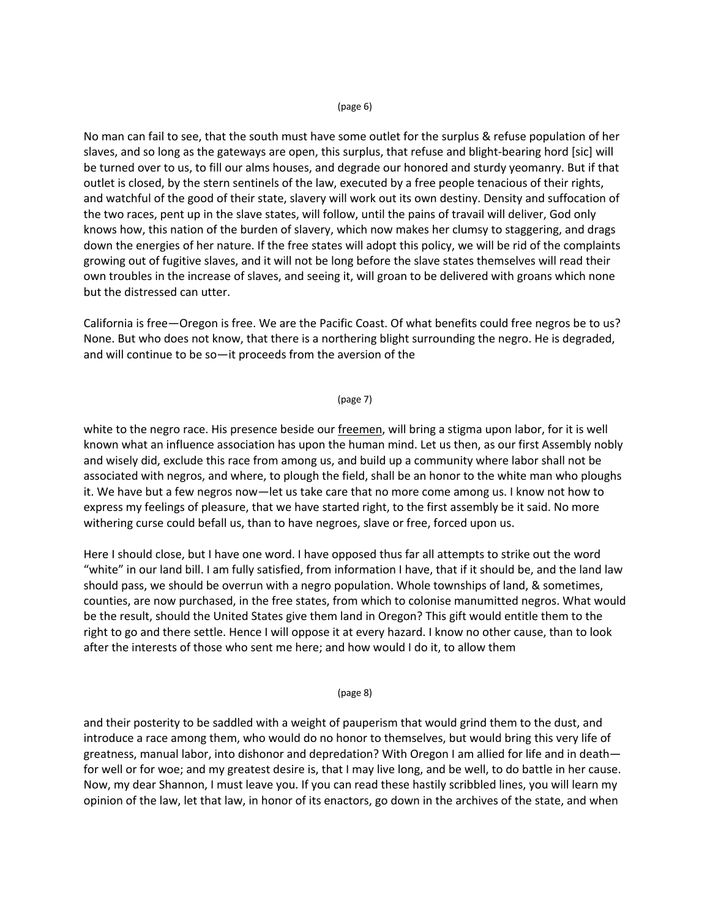(page 6)

No man can fail to see, that the south must have some outlet for the surplus & refuse population of her slaves, and so long as the gateways are open, this surplus, that refuse and blight-bearing hord [sic] will be turned over to us, to fill our alms houses, and degrade our honored and sturdy yeomanry. But if that outlet is closed, by the stern sentinels of the law, executed by a free people tenacious of their rights, and watchful of the good of their state, slavery will work out its own destiny. Density and suffocation of the two races, pent up in the slave states, will follow, until the pains of travail will deliver, God only knows how, this nation of the burden of slavery, which now makes her clumsy to staggering, and drags down the energies of her nature. If the free states will adopt this policy, we will be rid of the complaints growing out of fugitive slaves, and it will not be long before the slave states themselves will read their own troubles in the increase of slaves, and seeing it, will groan to be delivered with groans which none but the distressed can utter.

California is free—Oregon is free. We are the Pacific Coast. Of what benefits could free negros be to us? None. But who does not know, that there is a northering blight surrounding the negro. He is degraded, and will continue to be so—it proceeds from the aversion of the

(page 7)

white to the negro race. His presence beside our freemen, will bring a stigma upon labor, for it is well known what an influence association has upon the human mind. Let us then, as our first Assembly nobly and wisely did, exclude this race from among us, and build up a community where labor shall not be associated with negros, and where, to plough the field, shall be an honor to the white man who ploughs it. We have but a few negros now—let us take care that no more come among us. I know not how to express my feelings of pleasure, that we have started right, to the first assembly be it said. No more withering curse could befall us, than to have negroes, slave or free, forced upon us.

Here I should close, but I have one word. I have opposed thus far all attempts to strike out the word "white" in our land bill. I am fully satisfied, from information I have, that if it should be, and the land law should pass, we should be overrun with a negro population. Whole townships of land, & sometimes, counties, are now purchased, in the free states, from which to colonise manumitted negros. What would be the result, should the United States give them land in Oregon? This gift would entitle them to the right to go and there settle. Hence I will oppose it at every hazard. I know no other cause, than to look after the interests of those who sent me here; and how would I do it, to allow them

(page 8)

and their posterity to be saddled with a weight of pauperism that would grind them to the dust, and introduce a race among them, who would do no honor to themselves, but would bring this very life of greatness, manual labor, into dishonor and depredation? With Oregon I am allied for life and in death—for well or for woe; and my greatest desire is, that I may live long, and be well, to do battle in her cause. Now, my dear Shannon, I must leave you. If you can read these hastily scribbled lines, you will learn my opinion of the law, let that law, in honor of its enactors, go down in the archives of the state, and when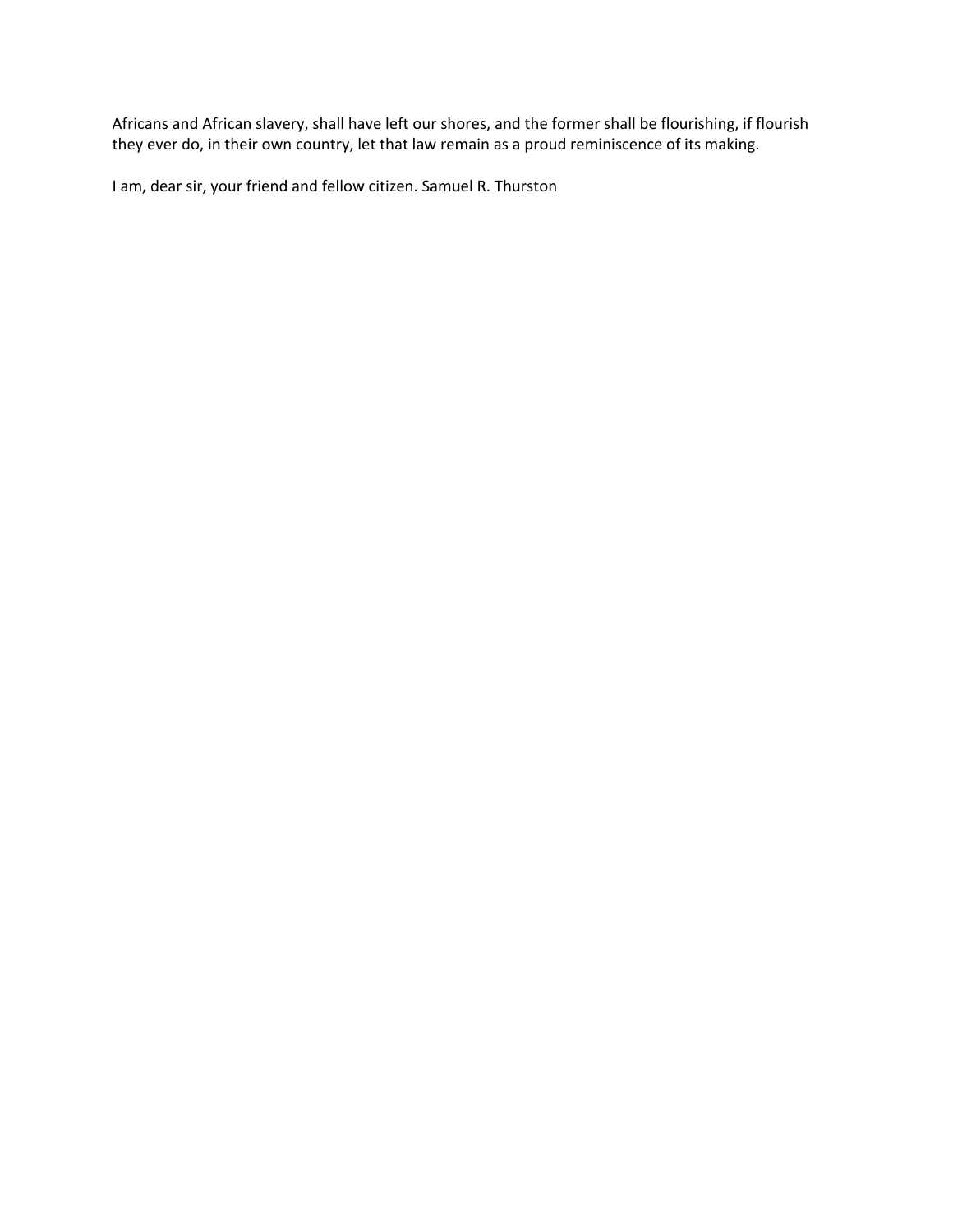Africans and African slavery, shall have left our shores, and the former shall be flourishing, if flourish they ever do, in their own country, let that law remain as a proud reminiscence of its making.

I am, dear sir, your friend and fellow citizen. Samuel R. Thurston